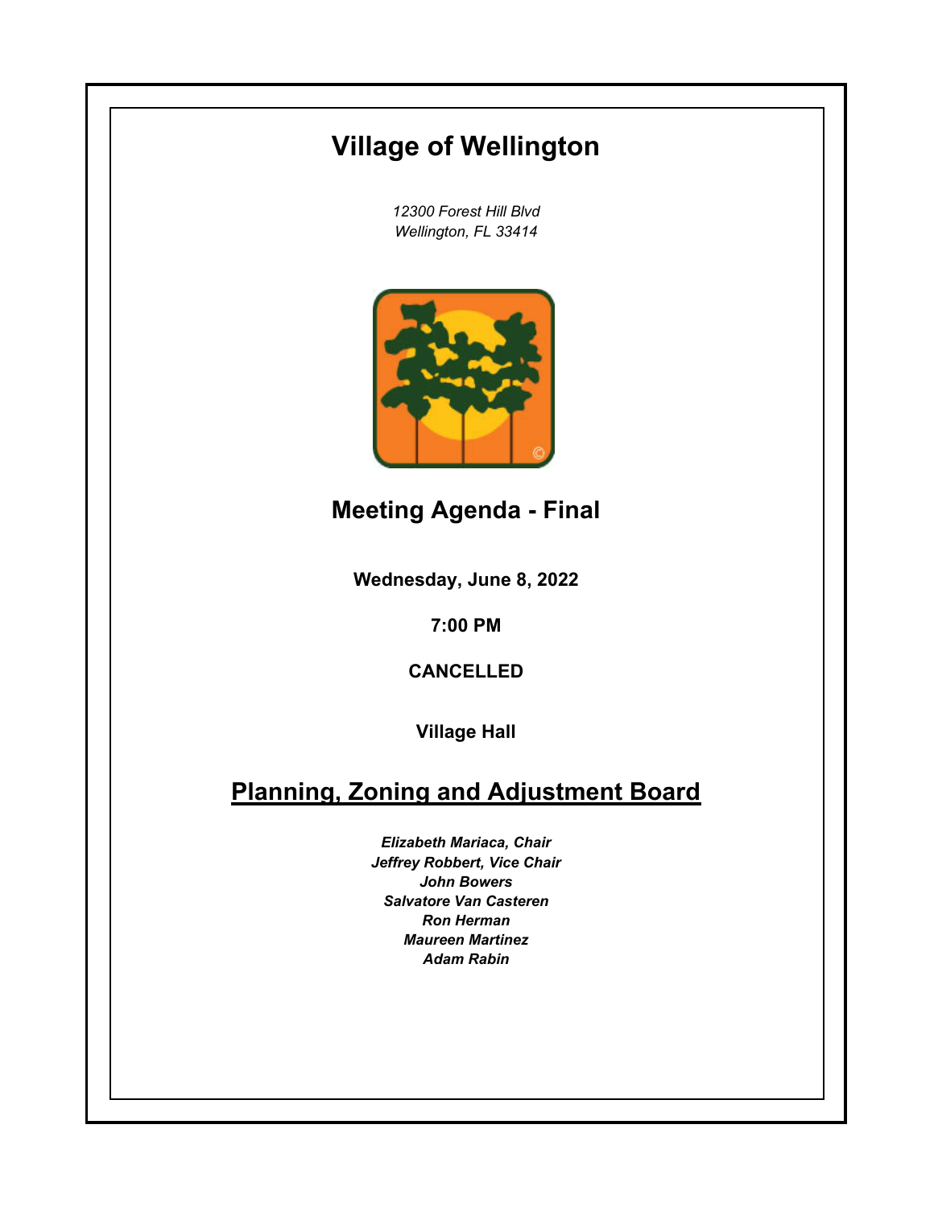# Village of Wellington

*12300 Forest Hill Blvd*
*Wellington, FL 33414*

## Meeting Agenda - Final

**Wednesday, June 8, 2022**

**7:00 PM**

**CANCELLED**

**Village Hall**

## Planning, Zoning and Adjustment Board

***Elizabeth Mariaca, Chair***
***Jeffrey Robbert, Vice Chair***
***John Bowers***
***Salvatore Van Casteren***
***Ron Herman***
***Maureen Martinez***
***Adam Rabin***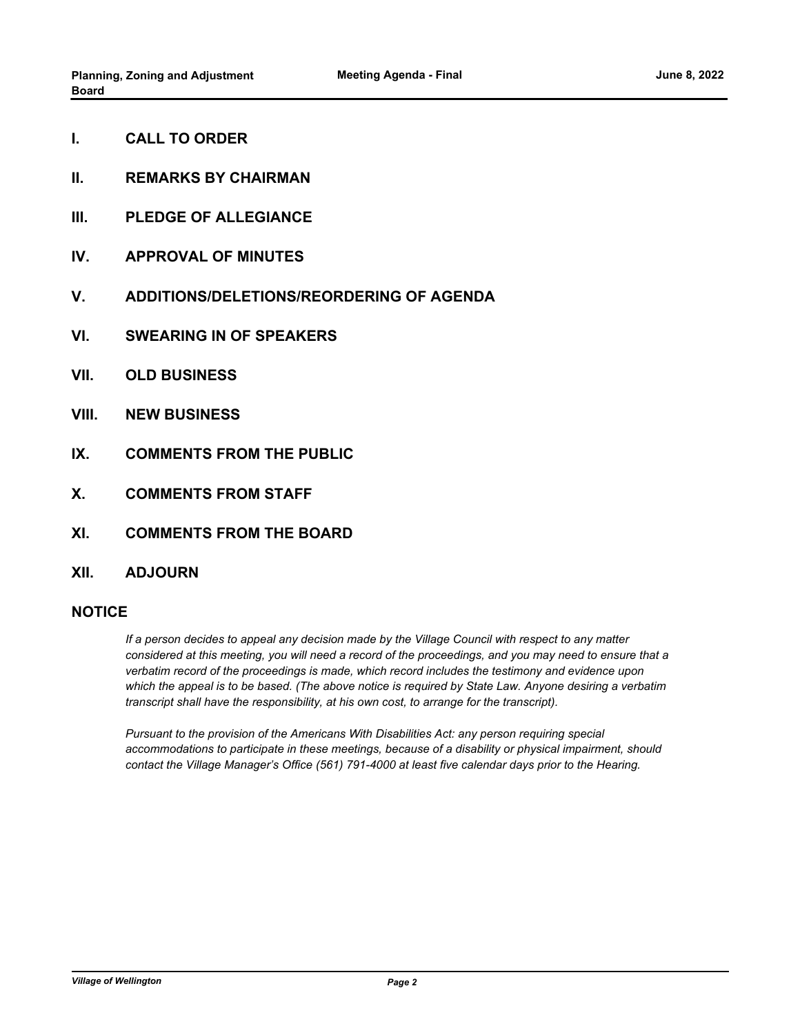## I. CALL TO ORDER

## II. REMARKS BY CHAIRMAN

## III. PLEDGE OF ALLEGIANCE

## IV. APPROVAL OF MINUTES

## V. ADDITIONS/DELETIONS/REORDERING OF AGENDA

## VI. SWEARING IN OF SPEAKERS

## VII. OLD BUSINESS

## VIII. NEW BUSINESS

## IX. COMMENTS FROM THE PUBLIC

## X. COMMENTS FROM STAFF

## XI. COMMENTS FROM THE BOARD

## XII. ADJOURN

## NOTICE

*If a person decides to appeal any decision made by the Village Council with respect to any matter considered at this meeting, you will need a record of the proceedings, and you may need to ensure that a verbatim record of the proceedings is made, which record includes the testimony and evidence upon which the appeal is to be based. (The above notice is required by State Law. Anyone desiring a verbatim transcript shall have the responsibility, at his own cost, to arrange for the transcript).*

*Pursuant to the provision of the Americans With Disabilities Act: any person requiring special accommodations to participate in these meetings, because of a disability or physical impairment, should contact the Village Manager's Office (561) 791-4000 at least five calendar days prior to the Hearing.*